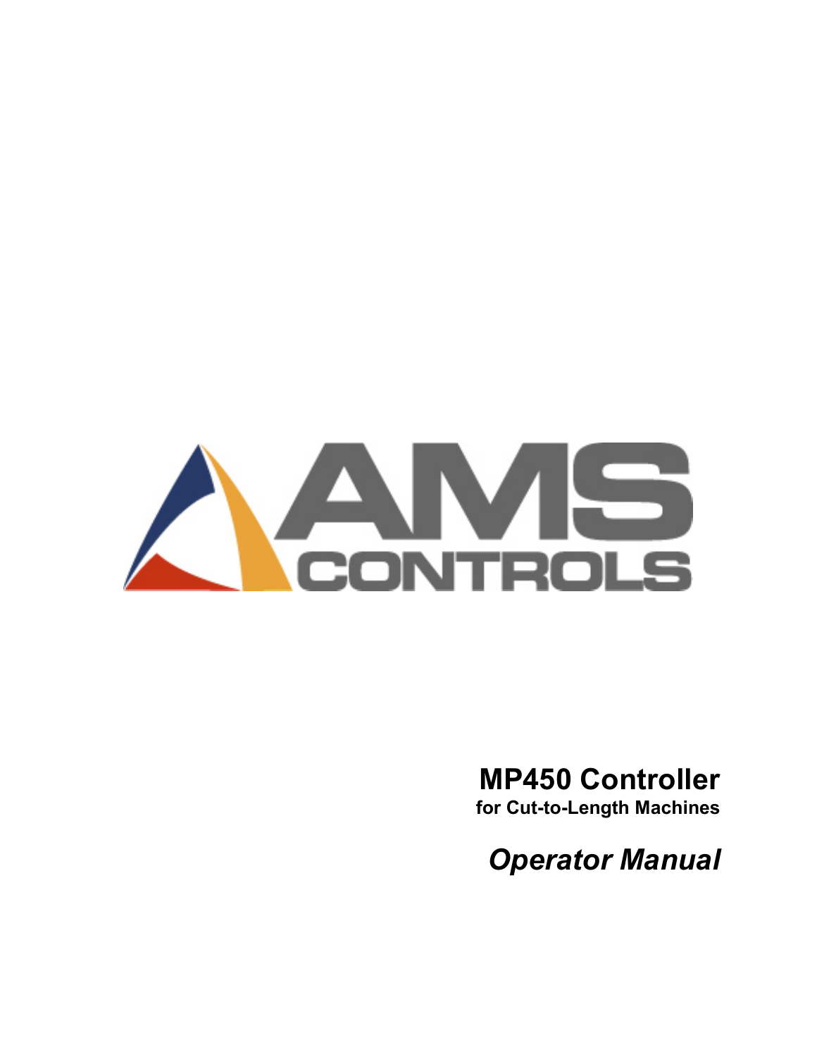AMS CONTROLS

# MP450 Controller

**for Cut-to-Length Machines**

## *Operator Manual*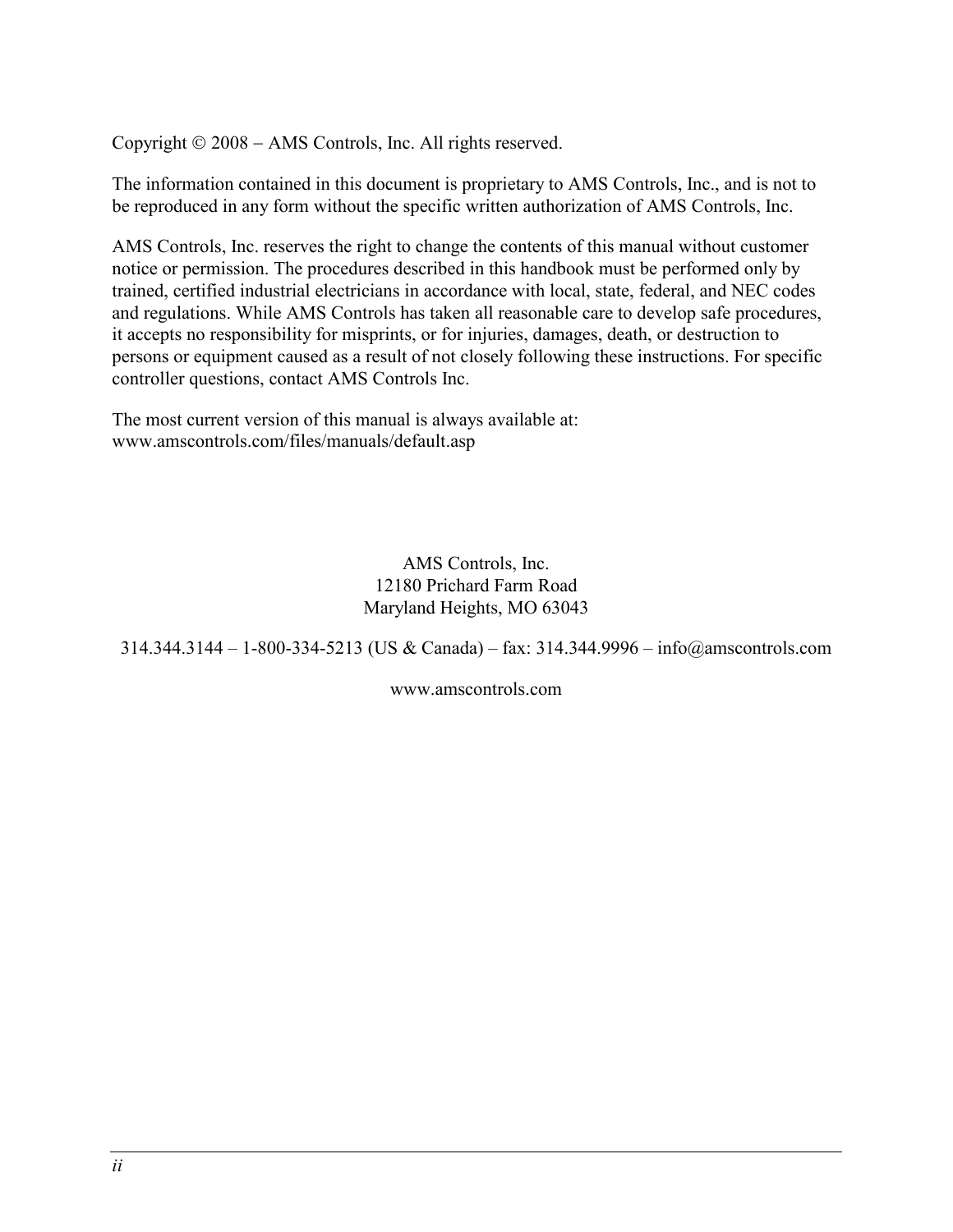Copyright © 2008 − AMS Controls, Inc. All rights reserved.

The information contained in this document is proprietary to AMS Controls, Inc., and is not to be reproduced in any form without the specific written authorization of AMS Controls, Inc.

AMS Controls, Inc. reserves the right to change the contents of this manual without customer notice or permission. The procedures described in this handbook must be performed only by trained, certified industrial electricians in accordance with local, state, federal, and NEC codes and regulations. While AMS Controls has taken all reasonable care to develop safe procedures, it accepts no responsibility for misprints, or for injuries, damages, death, or destruction to persons or equipment caused as a result of not closely following these instructions. For specific controller questions, contact AMS Controls Inc.

The most current version of this manual is always available at:
www.amscontrols.com/files/manuals/default.asp

AMS Controls, Inc.
12180 Prichard Farm Road
Maryland Heights, MO 63043

314.344.3144 – 1-800-334-5213 (US & Canada) – fax: 314.344.9996 – info@amscontrols.com

www.amscontrols.com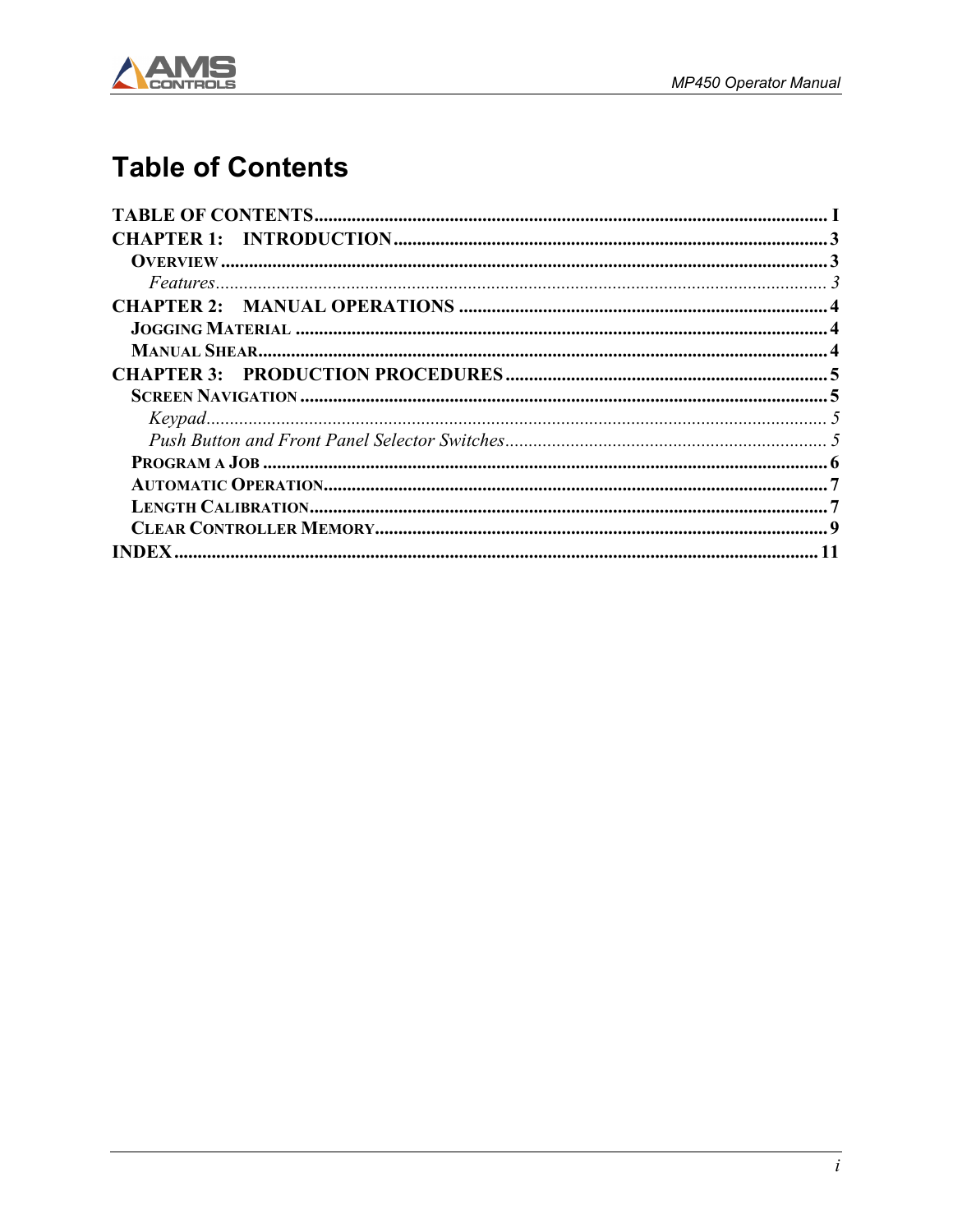# Table of Contents

**TABLE OF CONTENTS** .................................................................................................... I

**CHAPTER 1: INTRODUCTION** ........................................................................................ 3

**OVERVIEW** ...................................................................................................................... 3

*Features* ............................................................................................................................ 3

**CHAPTER 2: MANUAL OPERATIONS** ............................................................................ 4

**JOGGING MATERIAL** ..................................................................................................... 4

**MANUAL SHEAR** .............................................................................................................. 4

**CHAPTER 3: PRODUCTION PROCEDURES** .................................................................. 5

**SCREEN NAVIGATION** .................................................................................................... 5

*Keypad* .............................................................................................................................. 5

*Push Button and Front Panel Selector Switches* ............................................................... 5

**PROGRAM A JOB** ............................................................................................................ 6

**AUTOMATIC OPERATION** ............................................................................................... 7

**LENGTH CALIBRATION** ................................................................................................... 7

**CLEAR CONTROLLER MEMORY** .................................................................................... 9

**INDEX** ............................................................................................................................ 11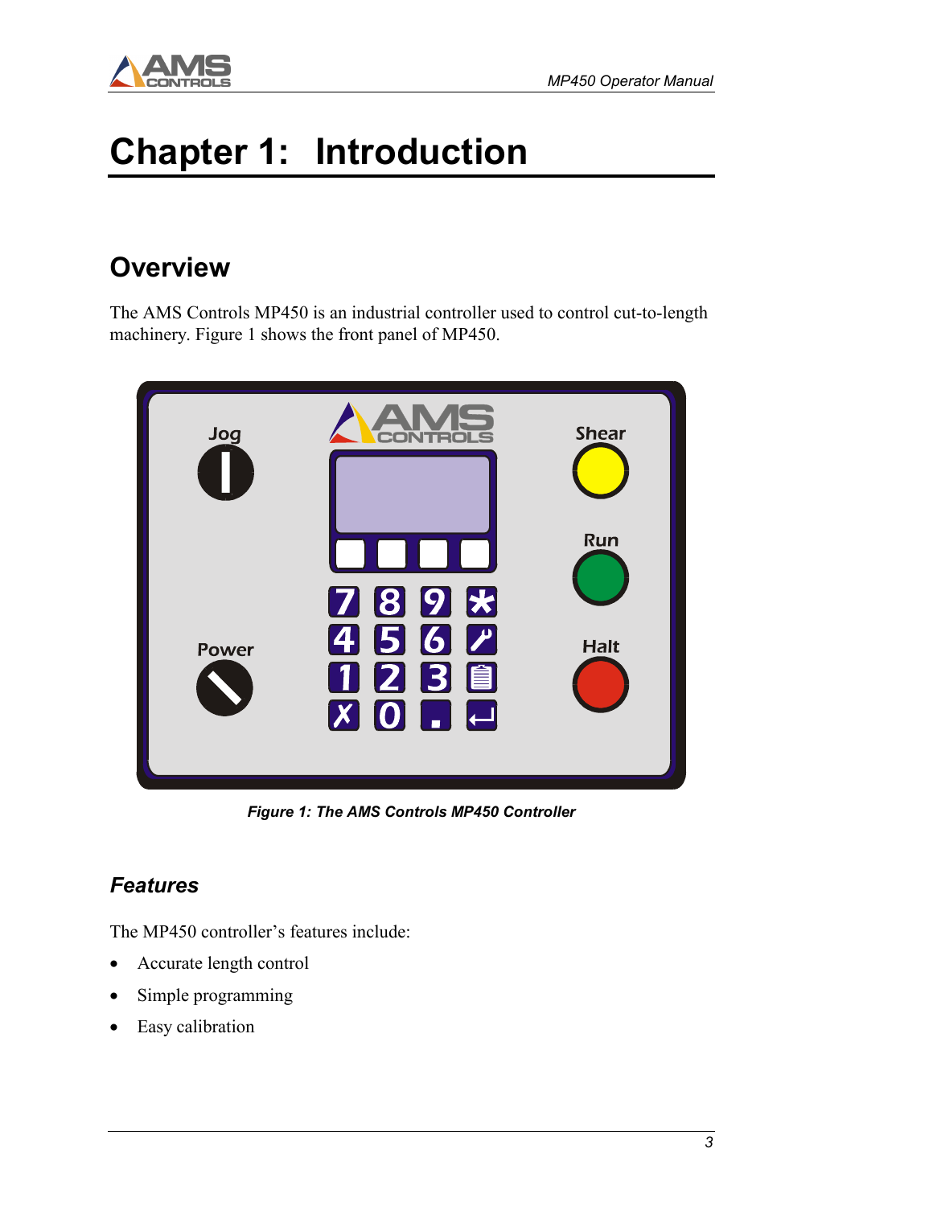# Chapter 1: Introduction

## Overview

The AMS Controls MP450 is an industrial controller used to control cut-to-length machinery. Figure 1 shows the front panel of MP450.

***Figure 1: The AMS Controls MP450 Controller***

### *Features*

The MP450 controller's features include:

- Accurate length control
- Simple programming
- Easy calibration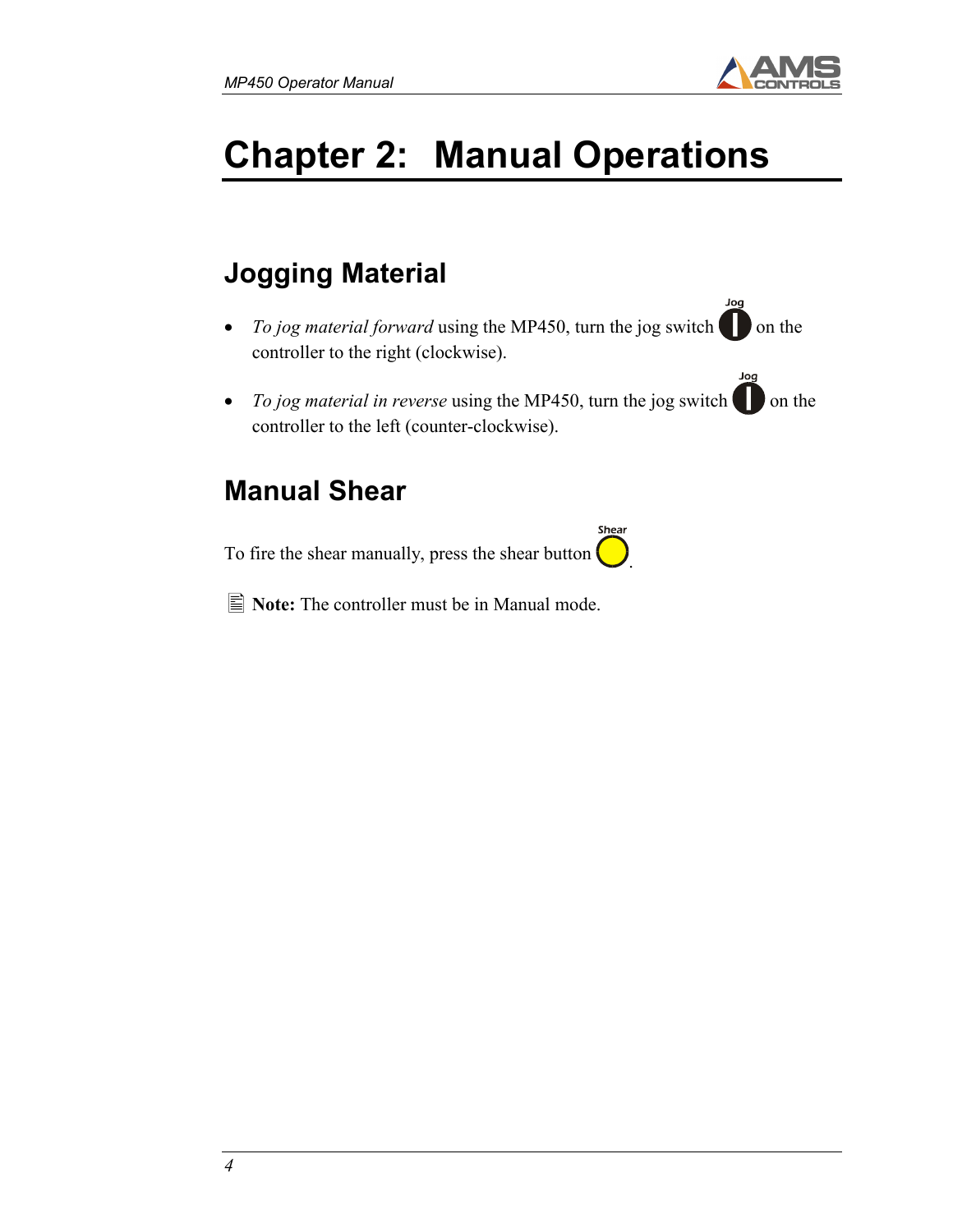# Chapter 2: Manual Operations

## Jogging Material

- *To jog material forward* using the MP450, turn the jog switch on the controller to the right (clockwise).
- *To jog material in reverse* using the MP450, turn the jog switch on the controller to the left (counter-clockwise).

## Manual Shear

To fire the shear manually, press the shear button.

**Note:** The controller must be in Manual mode.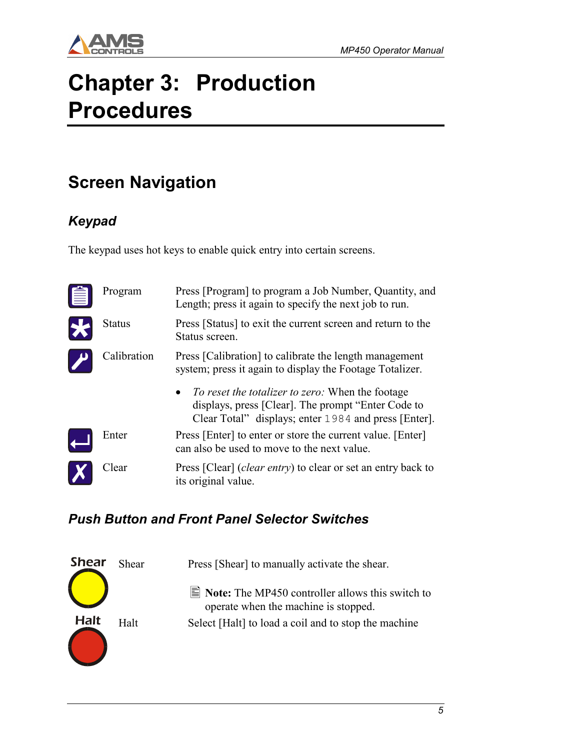# Chapter 3: Production Procedures

## Screen Navigation

### *Keypad*

The keypad uses hot keys to enable quick entry into certain screens.

| | | |
|---|---|---|
| | Program | Press [Program] to program a Job Number, Quantity, and Length; press it again to specify the next job to run. |
| | Status | Press [Status] to exit the current screen and return to the Status screen. |
| | Calibration | Press [Calibration] to calibrate the length management system; press it again to display the Footage Totalizer.<br>• *To reset the totalizer to zero:* When the footage displays, press [Clear]. The prompt “Enter Code to Clear Total” displays; enter `1984` and press [Enter]. |
| | Enter | Press [Enter] to enter or store the current value. [Enter] can also be used to move to the next value. |
| | Clear | Press [Clear] (*clear entry*) to clear or set an entry back to its original value. |

### *Push Button and Front Panel Selector Switches*

| | | |
|---|---|---|
| Shear | Shear | Press [Shear] to manually activate the shear.<br>**Note:** The MP450 controller allows this switch to operate when the machine is stopped. |
| Halt | Halt | Select [Halt] to load a coil and to stop the machine |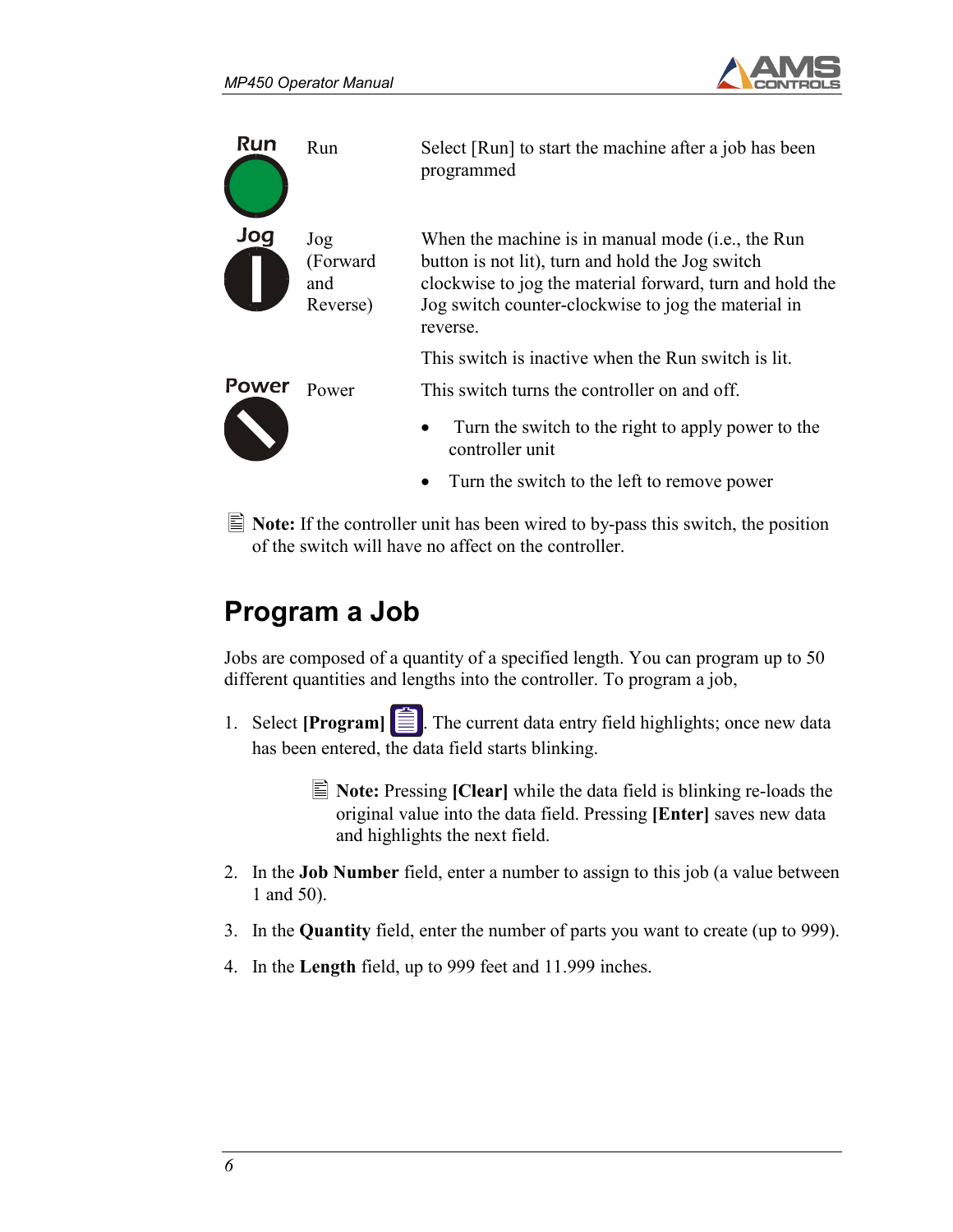| | | |
|---|---|---|
| Run | Run | Select [Run] to start the machine after a job has been programmed |
| Jog | Jog (Forward and Reverse) | When the machine is in manual mode (i.e., the Run button is not lit), turn and hold the Jog switch clockwise to jog the material forward, turn and hold the Jog switch counter-clockwise to jog the material in reverse.<br><br>This switch is inactive when the Run switch is lit. |
| Power | Power | This switch turns the controller on and off.<br><br>• Turn the switch to the right to apply power to the controller unit<br><br>• Turn the switch to the left to remove power |

**Note:** If the controller unit has been wired to by-pass this switch, the position of the switch will have no affect on the controller.

## Program a Job

Jobs are composed of a quantity of a specified length. You can program up to 50 different quantities and lengths into the controller. To program a job,

1. Select **[Program]**. The current data entry field highlights; once new data has been entered, the data field starts blinking.

   **Note:** Pressing **[Clear]** while the data field is blinking re-loads the original value into the data field. Pressing **[Enter]** saves new data and highlights the next field.

2. In the **Job Number** field, enter a number to assign to this job (a value between 1 and 50).
3. In the **Quantity** field, enter the number of parts you want to create (up to 999).
4. In the **Length** field, up to 999 feet and 11.999 inches.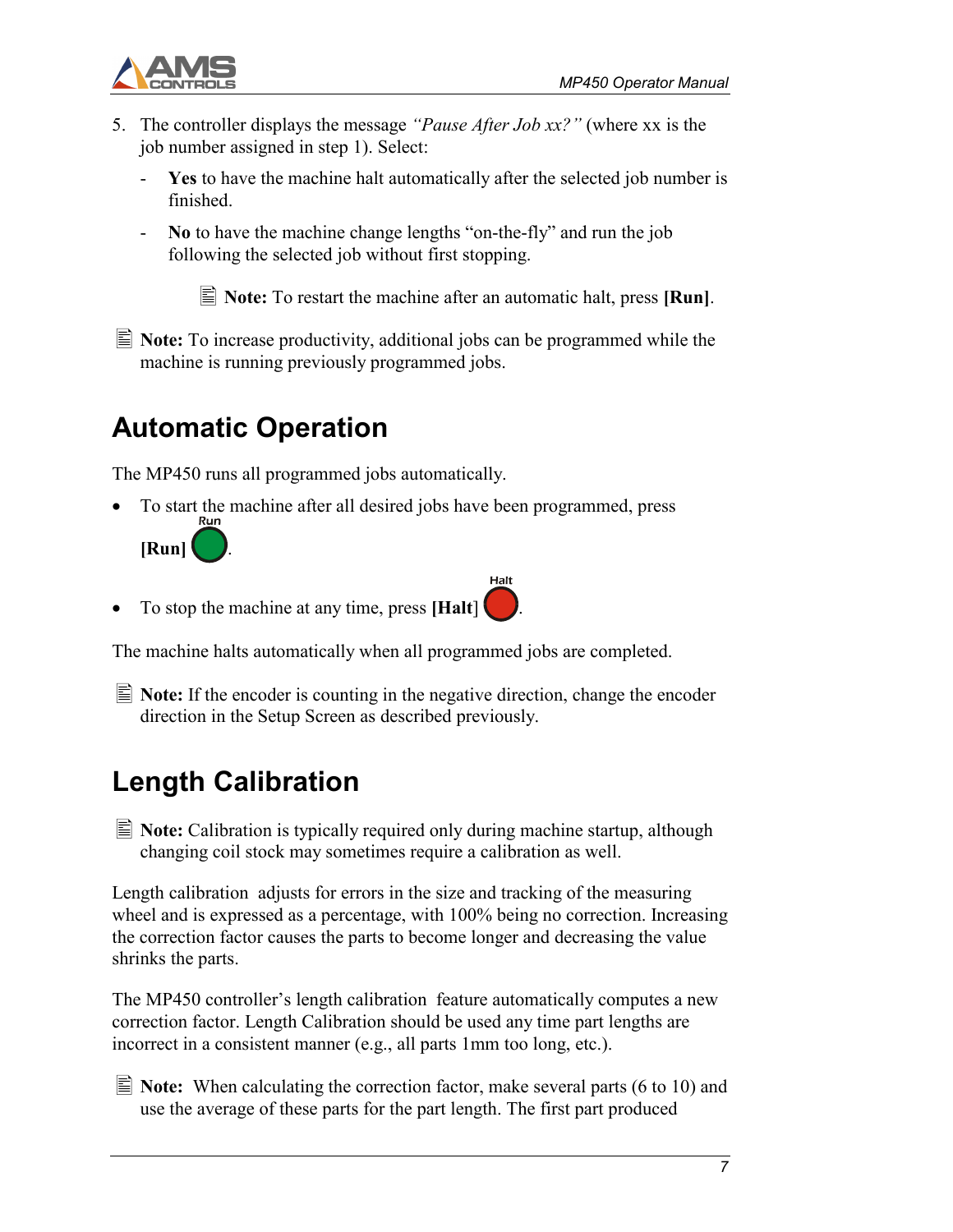5. The controller displays the message *"Pause After Job xx?"* (where xx is the job number assigned in step 1). Select:
   - **Yes** to have the machine halt automatically after the selected job number is finished.
   - **No** to have the machine change lengths "on-the-fly" and run the job following the selected job without first stopping.

     **Note:** To restart the machine after an automatic halt, press **[Run]**.

**Note:** To increase productivity, additional jobs can be programmed while the machine is running previously programmed jobs.

# Automatic Operation

The MP450 runs all programmed jobs automatically.

- To start the machine after all desired jobs have been programmed, press **[Run]**.
- To stop the machine at any time, press **[Halt]**.

The machine halts automatically when all programmed jobs are completed.

**Note:** If the encoder is counting in the negative direction, change the encoder direction in the Setup Screen as described previously.

# Length Calibration

**Note:** Calibration is typically required only during machine startup, although changing coil stock may sometimes require a calibration as well.

Length calibration adjusts for errors in the size and tracking of the measuring wheel and is expressed as a percentage, with 100% being no correction. Increasing the correction factor causes the parts to become longer and decreasing the value shrinks the parts.

The MP450 controller's length calibration feature automatically computes a new correction factor. Length Calibration should be used any time part lengths are incorrect in a consistent manner (e.g., all parts 1mm too long, etc.).

**Note:** When calculating the correction factor, make several parts (6 to 10) and use the average of these parts for the part length. The first part produced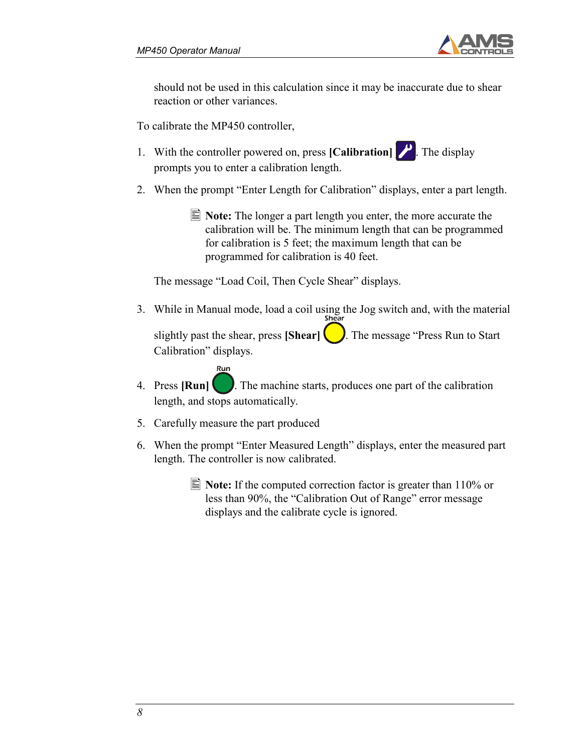should not be used in this calculation since it may be inaccurate due to shear reaction or other variances.

To calibrate the MP450 controller,

1. With the controller powered on, press **[Calibration]** . The display prompts you to enter a calibration length.

2. When the prompt "Enter Length for Calibration" displays, enter a part length.

   > **Note:** The longer a part length you enter, the more accurate the calibration will be. The minimum length that can be programmed for calibration is 5 feet; the maximum length that can be programmed for calibration is 40 feet.

   The message "Load Coil, Then Cycle Shear" displays.

3. While in Manual mode, load a coil using the Jog switch and, with the material slightly past the shear, press **[Shear]** . The message "Press Run to Start Calibration" displays.

4. Press **[Run]** . The machine starts, produces one part of the calibration length, and stops automatically.

5. Carefully measure the part produced

6. When the prompt "Enter Measured Length" displays, enter the measured part length. The controller is now calibrated.

   > **Note:** If the computed correction factor is greater than 110% or less than 90%, the "Calibration Out of Range" error message displays and the calibrate cycle is ignored.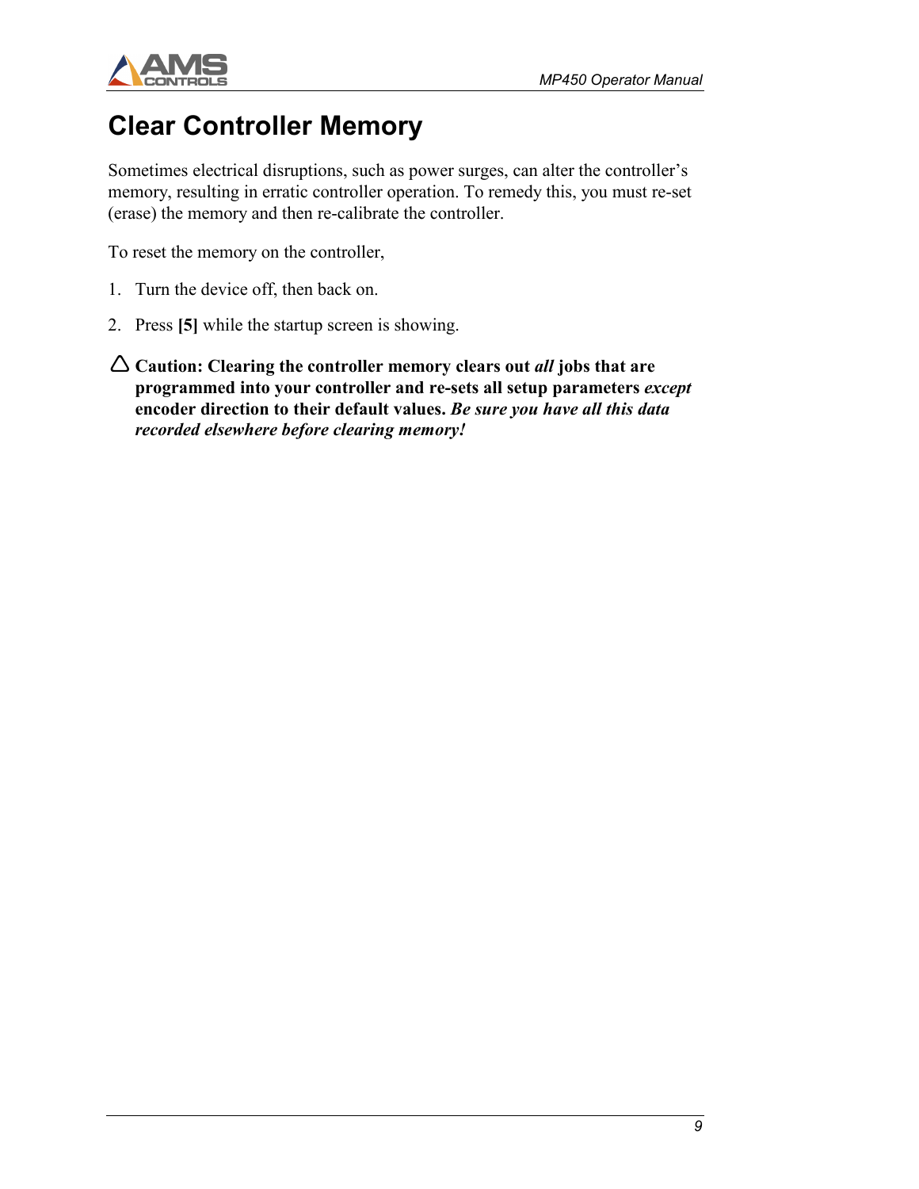# Clear Controller Memory

Sometimes electrical disruptions, such as power surges, can alter the controller's memory, resulting in erratic controller operation. To remedy this, you must re-set (erase) the memory and then re-calibrate the controller.

To reset the memory on the controller,

1. Turn the device off, then back on.
2. Press **[5]** while the startup screen is showing.

△ **Caution: Clearing the controller memory clears out *all* jobs that are programmed into your controller and re-sets all setup parameters *except* encoder direction to their default values. *Be sure you have all this data recorded elsewhere before clearing memory!***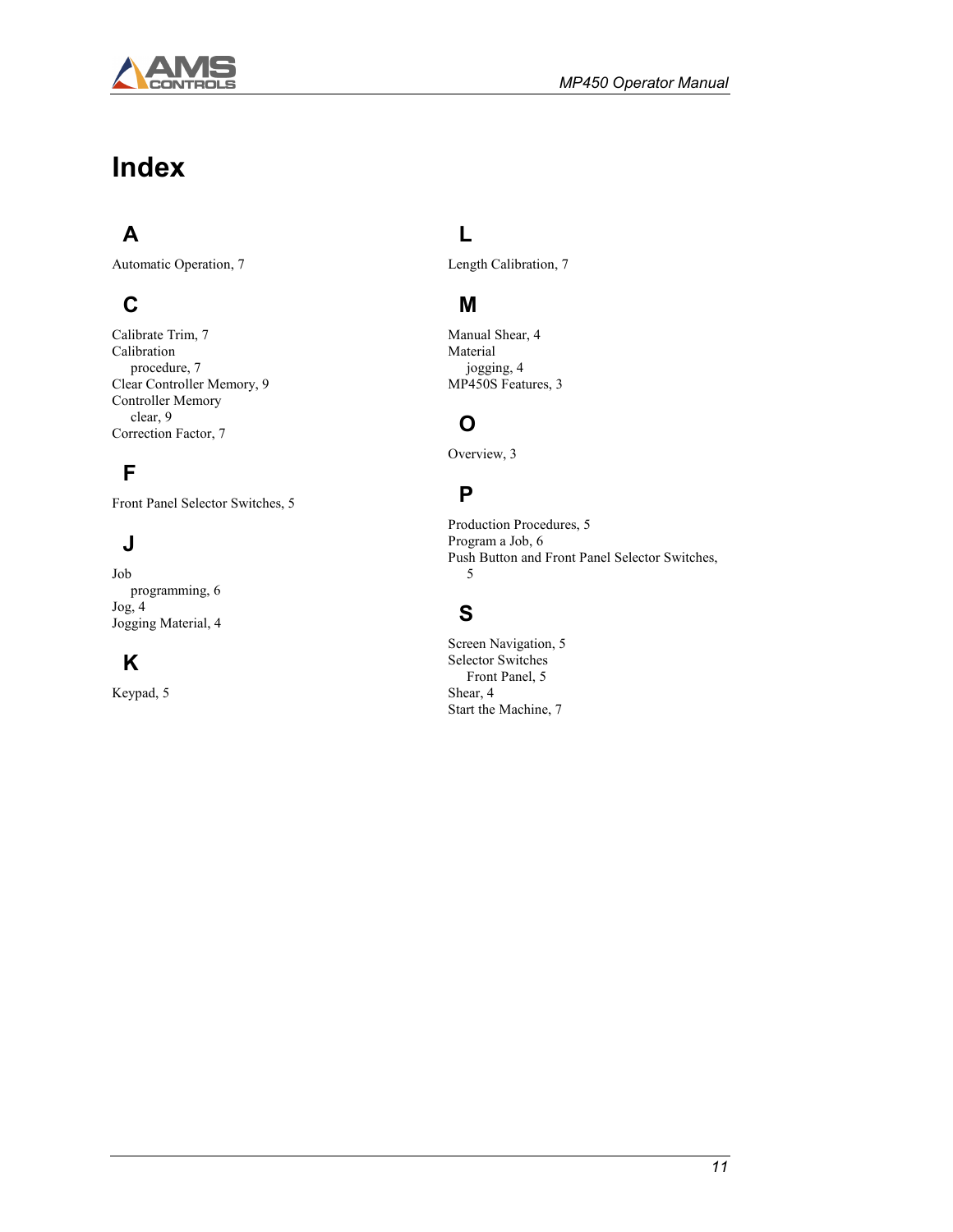# Index

## A

Automatic Operation, 7

## C

Calibrate Trim, 7
Calibration
  procedure, 7
Clear Controller Memory, 9
Controller Memory
  clear, 9
Correction Factor, 7

## F

Front Panel Selector Switches, 5

## J

Job
  programming, 6
Jog, 4
Jogging Material, 4

## K

Keypad, 5

## L

Length Calibration, 7

## M

Manual Shear, 4
Material
  jogging, 4
MP450S Features, 3

## O

Overview, 3

## P

Production Procedures, 5
Program a Job, 6
Push Button and Front Panel Selector Switches, 5

## S

Screen Navigation, 5
Selector Switches
  Front Panel, 5
Shear, 4
Start the Machine, 7